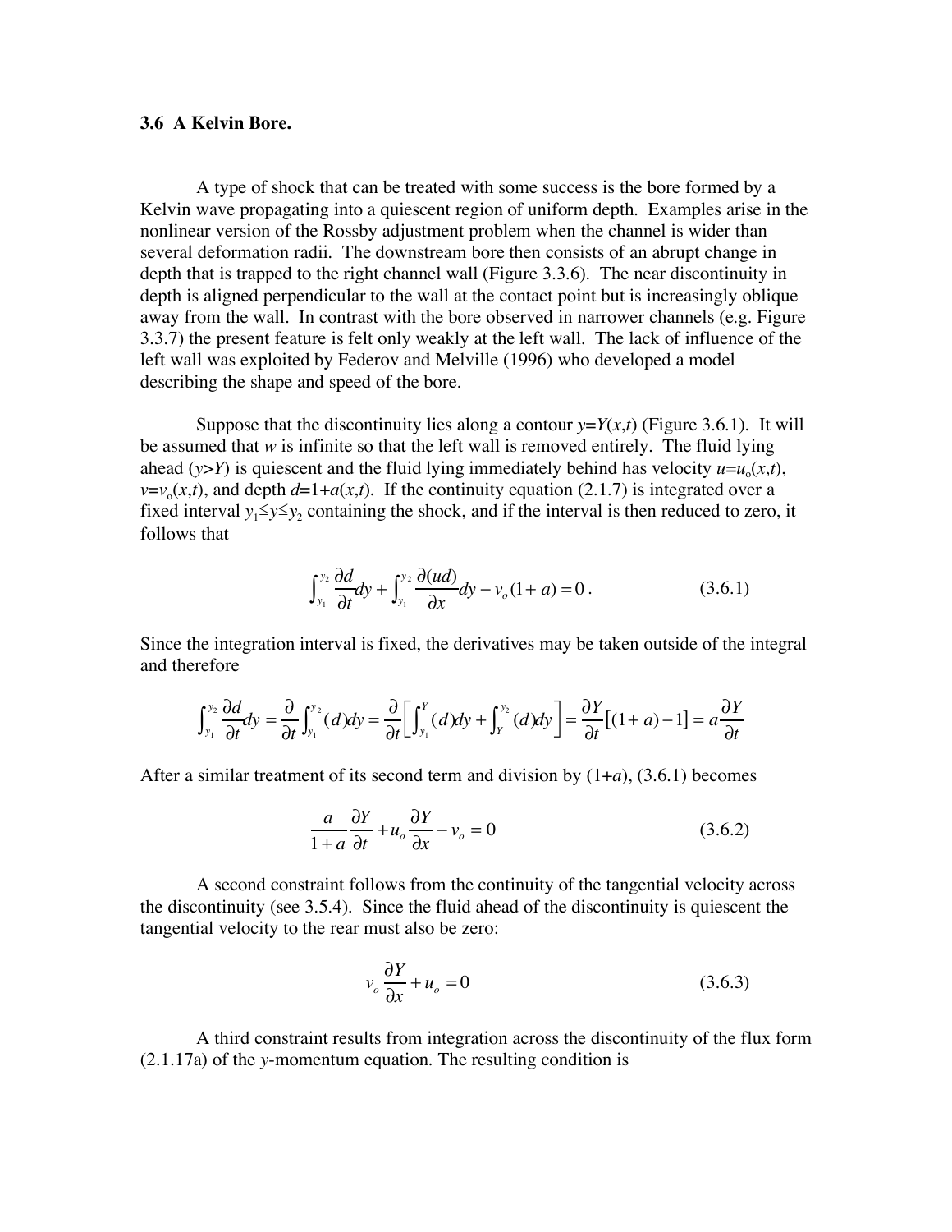### 3.6 A Kelvin Bore.

A type of shock that can be treated with some success is the bore formed by a Kelvin wave propagating into a quiescent region of uniform depth. Examples arise in the nonlinear version of the Rossby adjustment problem when the channel is wider than several deformation radii. The downstream bore then consists of an abrupt change in depth that is trapped to the right channel wall (Figure 3.3.6). The near discontinuity in depth is aligned perpendicular to the wall at the contact point but is increasingly oblique away from the wall. In contrast with the bore observed in narrower channels (e.g. Figure 3.3.7) the present feature is felt only weakly at the left wall. The lack of influence of the left wall was exploited by Federov and Melville (1996) who developed a model describing the shape and speed of the bore.

Suppose that the discontinuity lies along a contour $y=Y(x,t)$ (Figure 3.6.1). It will be assumed that $w$ is infinite so that the left wall is removed entirely. The fluid lying ahead ($y>Y$) is quiescent and the fluid lying immediately behind has velocity $u=u_o(x,t)$, $v=v_o(x,t)$, and depth $d=1+a(x,t)$. If the continuity equation (2.1.7) is integrated over a fixed interval $y_1 \leq y \leq y_2$ containing the shock, and if the interval is then reduced to zero, it follows that

$$\int_{y_1}^{y_2} \frac{\partial d}{\partial t} dy + \int_{y_1}^{y_2} \frac{\partial (ud)}{\partial x} dy - v_o(1+a) = 0\,. \tag{3.6.1}$$

Since the integration interval is fixed, the derivatives may be taken outside of the integral and therefore

$$\int_{y_1}^{y_2} \frac{\partial d}{\partial t} dy = \frac{\partial}{\partial t}\int_{y_1}^{y_2} (d) dy = \frac{\partial}{\partial t}\left[\int_{y_1}^{Y} (d) dy + \int_{Y}^{y_2} (d) dy\right] = \frac{\partial Y}{\partial t}\left[(1+a)-1\right] = a\frac{\partial Y}{\partial t}$$

After a similar treatment of its second term and division by $(1+a)$, (3.6.1) becomes

$$\frac{a}{1+a}\frac{\partial Y}{\partial t} + u_o \frac{\partial Y}{\partial x} - v_o = 0 \tag{3.6.2}$$

A second constraint follows from the continuity of the tangential velocity across the discontinuity (see 3.5.4). Since the fluid ahead of the discontinuity is quiescent the tangential velocity to the rear must also be zero:

$$v_o \frac{\partial Y}{\partial x} + u_o = 0 \tag{3.6.3}$$

A third constraint results from integration across the discontinuity of the flux form (2.1.17a) of the $y$-momentum equation. The resulting condition is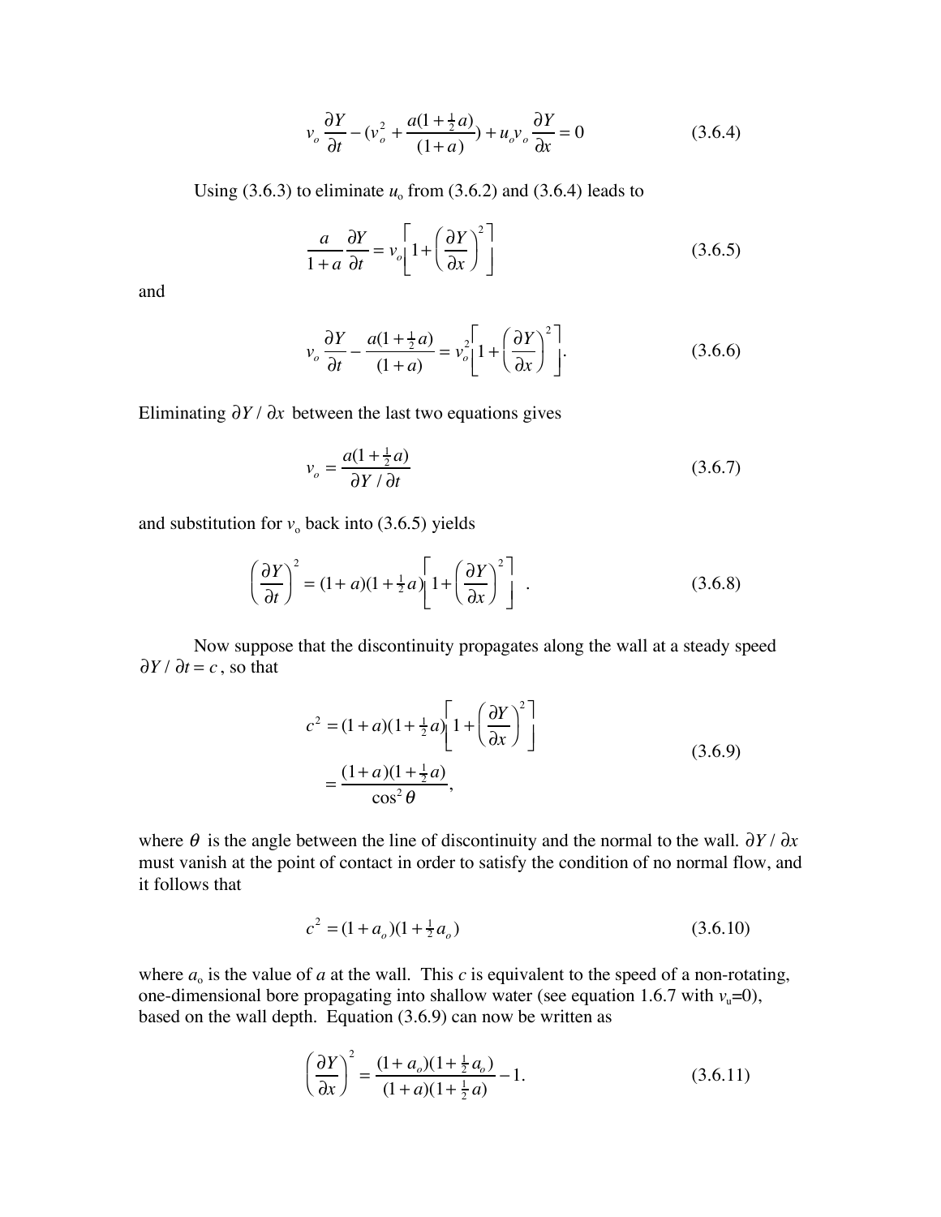$$v_o \frac{\partial Y}{\partial t} - (v_o^2 + \frac{a(1+\frac{1}{2}a)}{(1+a)}) + u_o v_o \frac{\partial Y}{\partial x} = 0 \tag{3.6.4}$$

Using (3.6.3) to eliminate $u_o$ from (3.6.2) and (3.6.4) leads to

$$\frac{a}{1+a}\frac{\partial Y}{\partial t} = v_o\left[1+\left(\frac{\partial Y}{\partial x}\right)^2\right] \tag{3.6.5}$$

and

$$v_o \frac{\partial Y}{\partial t} - \frac{a(1+\frac{1}{2}a)}{(1+a)} = v_o^2\left[1+\left(\frac{\partial Y}{\partial x}\right)^2\right]. \tag{3.6.6}$$

Eliminating $\partial Y / \partial x$ between the last two equations gives

$$v_o = \frac{a(1+\frac{1}{2}a)}{\partial Y / \partial t} \tag{3.6.7}$$

and substitution for $v_o$ back into (3.6.5) yields

$$\left(\frac{\partial Y}{\partial t}\right)^2 = (1+a)(1+\tfrac{1}{2}a)\left[1+\left(\frac{\partial Y}{\partial x}\right)^2\right] \ . \tag{3.6.8}$$

Now suppose that the discontinuity propagates along the wall at a steady speed $\partial Y / \partial t = c$, so that

$$\begin{aligned} c^2 &= (1+a)(1+\tfrac{1}{2}a)\left[1+\left(\frac{\partial Y}{\partial x}\right)^2\right] \\ &= \frac{(1+a)(1+\frac{1}{2}a)}{\cos^2\theta}, \end{aligned} \tag{3.6.9}$$

where $\theta$ is the angle between the line of discontinuity and the normal to the wall. $\partial Y / \partial x$ must vanish at the point of contact in order to satisfy the condition of no normal flow, and it follows that

$$c^2 = (1+a_o)(1+\tfrac{1}{2}a_o) \tag{3.6.10}$$

where $a_o$ is the value of $a$ at the wall. This $c$ is equivalent to the speed of a non-rotating, one-dimensional bore propagating into shallow water (see equation 1.6.7 with $v_u$=0), based on the wall depth. Equation (3.6.9) can now be written as

$$\left(\frac{\partial Y}{\partial x}\right)^2 = \frac{(1+a_o)(1+\frac{1}{2}a_o)}{(1+a)(1+\frac{1}{2}a)} - 1. \tag{3.6.11}$$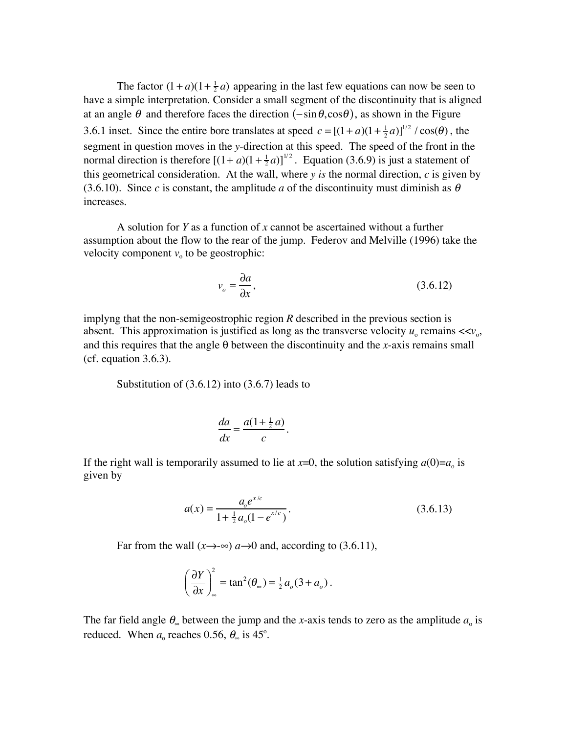The factor $(1+a)(1+\frac{1}{2}a)$ appearing in the last few equations can now be seen to have a simple interpretation. Consider a small segment of the discontinuity that is aligned at an angle $\theta$ and therefore faces the direction $(-\sin\theta, \cos\theta)$, as shown in the Figure 3.6.1 inset. Since the entire bore translates at speed $c = [(1+a)(1+\frac{1}{2}a)]^{1/2} / \cos(\theta)$, the segment in question moves in the *y*-direction at this speed. The speed of the front in the normal direction is therefore $[(1+a)(1+\frac{1}{2}a)]^{1/2}$. Equation (3.6.9) is just a statement of this geometrical consideration. At the wall, where *y is* the normal direction, *c* is given by (3.6.10). Since *c* is constant, the amplitude *a* of the discontinuity must diminish as $\theta$ increases.

A solution for *Y* as a function of *x* cannot be ascertained without a further assumption about the flow to the rear of the jump. Federov and Melville (1996) take the velocity component $v_o$ to be geostrophic:

$$v_o = \frac{\partial a}{\partial x}, \tag{3.6.12}$$

implyng that the non-semigeostrophic region *R* described in the previous section is absent. This approximation is justified as long as the transverse velocity $u_o$ remains $<<v_o$, and this requires that the angle θ between the discontinuity and the *x*-axis remains small (cf. equation 3.6.3).

Substitution of (3.6.12) into (3.6.7) leads to

$$\frac{da}{dx} = \frac{a(1+\frac{1}{2}a)}{c}.$$

If the right wall is temporarily assumed to lie at *x*=0, the solution satisfying $a(0)=a_o$ is given by

$$a(x) = \frac{a_o e^{x/c}}{1+\frac{1}{2}a_o(1-e^{x/c})}. \tag{3.6.13}$$

Far from the wall ($x \to -\infty$) $a \to 0$ and, according to (3.6.11),

$$\left(\frac{\partial Y}{\partial x}\right)_\infty^2 = \tan^2(\theta_\infty) = \tfrac{1}{2}a_o(3+a_o).$$

The far field angle $\theta_\infty$ between the jump and the *x*-axis tends to zero as the amplitude $a_o$ is reduced. When $a_o$ reaches 0.56, $\theta_\infty$ is 45°.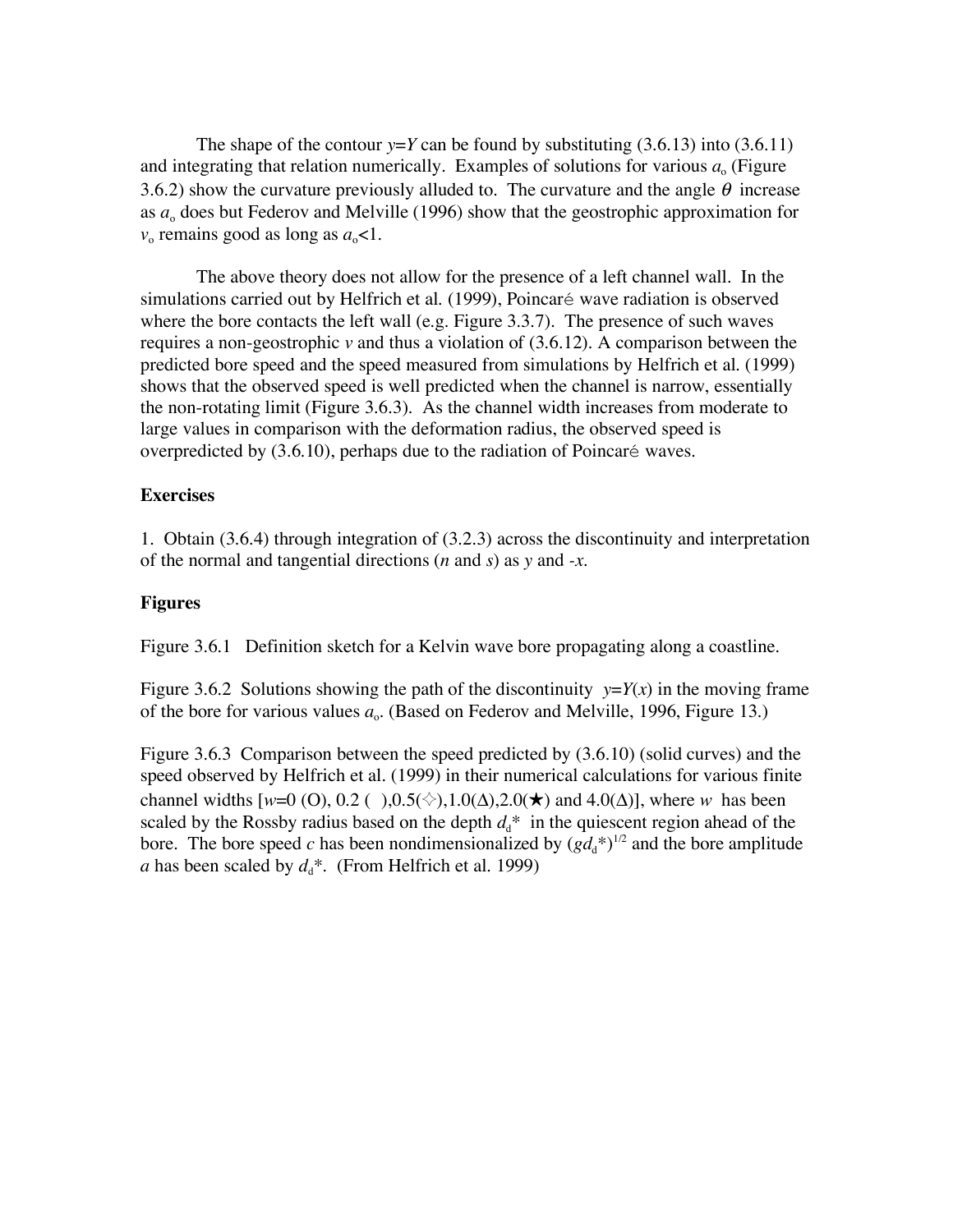The shape of the contour $y=Y$ can be found by substituting (3.6.13) into (3.6.11) and integrating that relation numerically. Examples of solutions for various $a_o$ (Figure 3.6.2) show the curvature previously alluded to. The curvature and the angle $\theta$ increase as $a_o$ does but Federov and Melville (1996) show that the geostrophic approximation for $v_o$ remains good as long as $a_o<1$.

The above theory does not allow for the presence of a left channel wall. In the simulations carried out by Helfrich et al. (1999), Poincaré wave radiation is observed where the bore contacts the left wall (e.g. Figure 3.3.7). The presence of such waves requires a non-geostrophic $v$ and thus a violation of (3.6.12). A comparison between the predicted bore speed and the speed measured from simulations by Helfrich et al. (1999) shows that the observed speed is well predicted when the channel is narrow, essentially the non-rotating limit (Figure 3.6.3). As the channel width increases from moderate to large values in comparison with the deformation radius, the observed speed is overpredicted by (3.6.10), perhaps due to the radiation of Poincaré waves.

**Exercises**

1. Obtain (3.6.4) through integration of (3.2.3) across the discontinuity and interpretation of the normal and tangential directions ($n$ and $s$) as $y$ and $-x$.

**Figures**

Figure 3.6.1 Definition sketch for a Kelvin wave bore propagating along a coastline.

Figure 3.6.2 Solutions showing the path of the discontinuity $y=Y(x)$ in the moving frame of the bore for various values $a_o$. (Based on Federov and Melville, 1996, Figure 13.)

Figure 3.6.3 Comparison between the speed predicted by (3.6.10) (solid curves) and the speed observed by Helfrich et al. (1999) in their numerical calculations for various finite channel widths [$w$=0 (O), 0.2 ( ),0.5(✧),1.0(Δ),2.0(★) and 4.0(Δ)], where $w$ has been scaled by the Rossby radius based on the depth $d_d{}^*$ in the quiescent region ahead of the bore. The bore speed $c$ has been nondimensionalized by $(gd_d{}^*)^{1/2}$ and the bore amplitude $a$ has been scaled by $d_d{}^*$. (From Helfrich et al. 1999)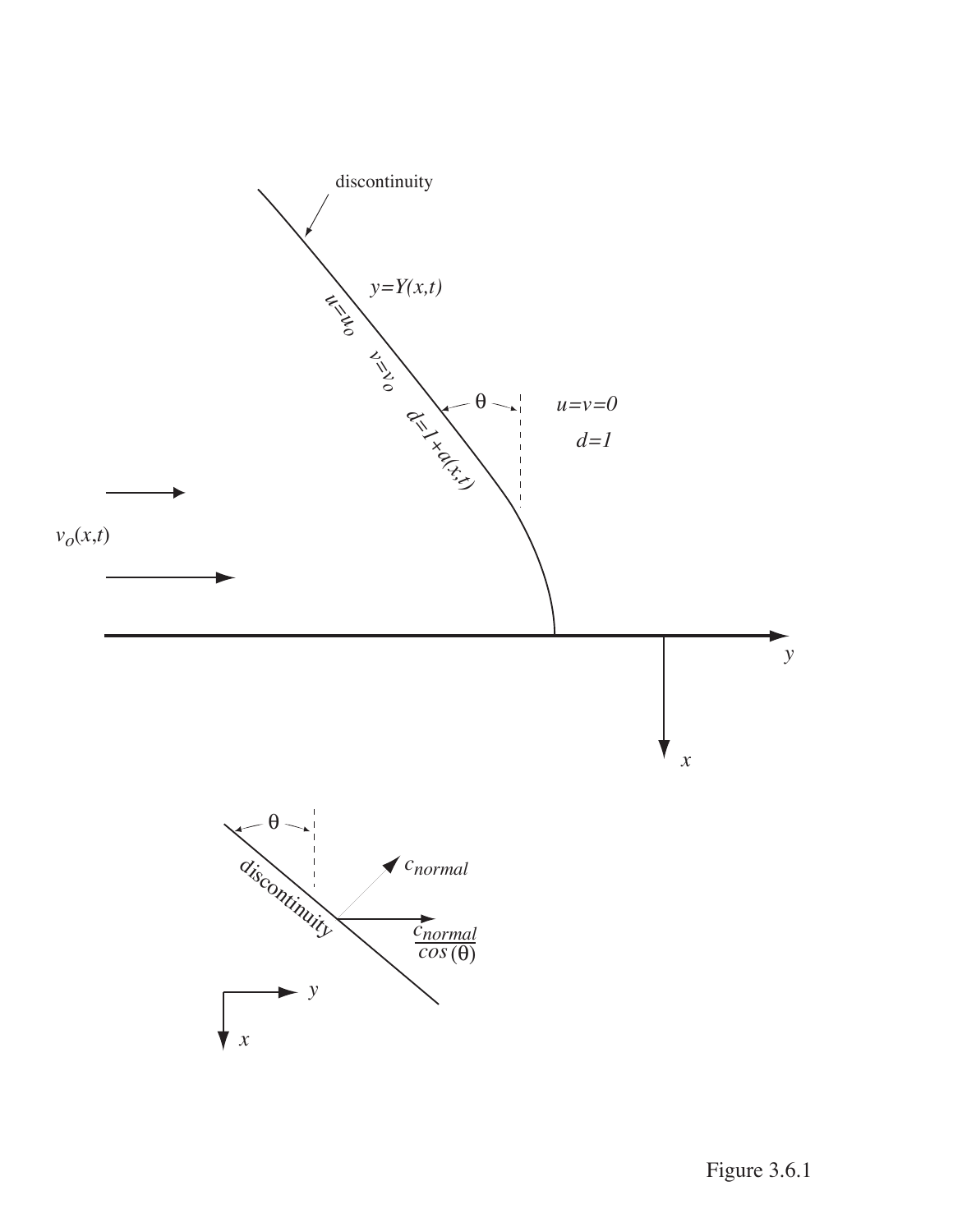Figure 3.6.1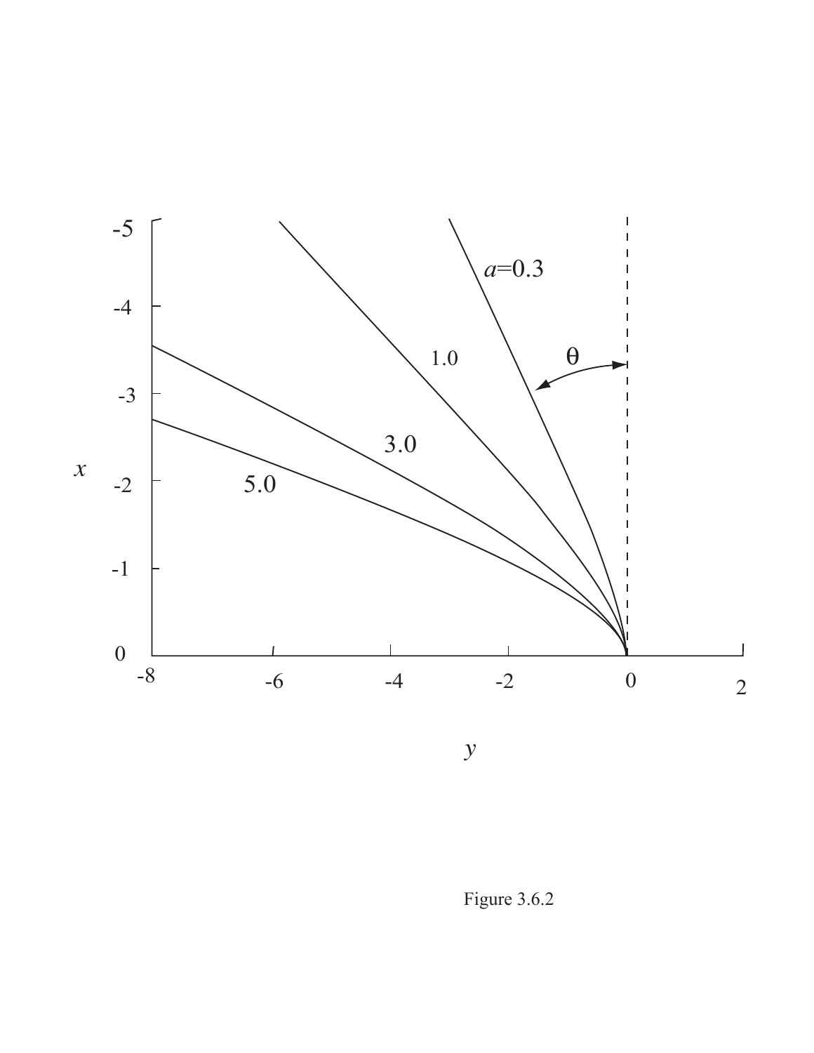Figure 3.6.2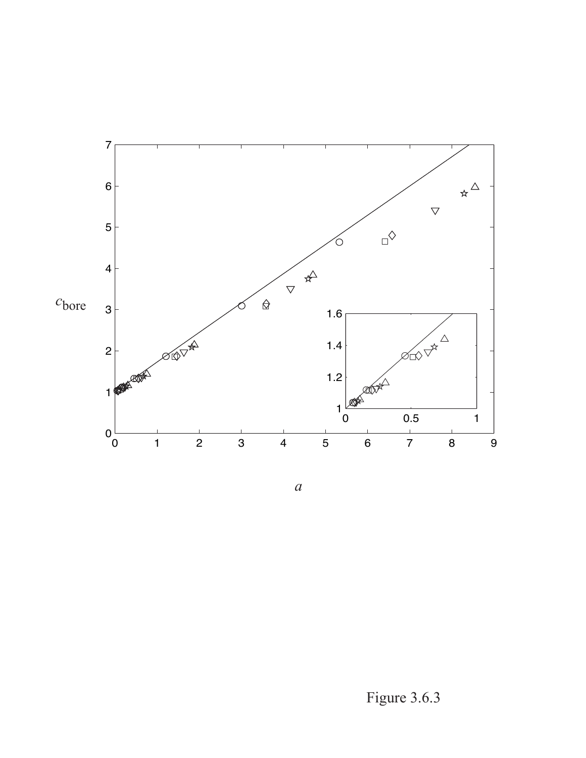7

6

5

4

$c_{\text{bore}}$

3

2

1

0

0 1 2 3 4 5 6 7 8 9

$a$

1.6

1.4

1.2

1

0 0.5 1

Figure 3.6.3